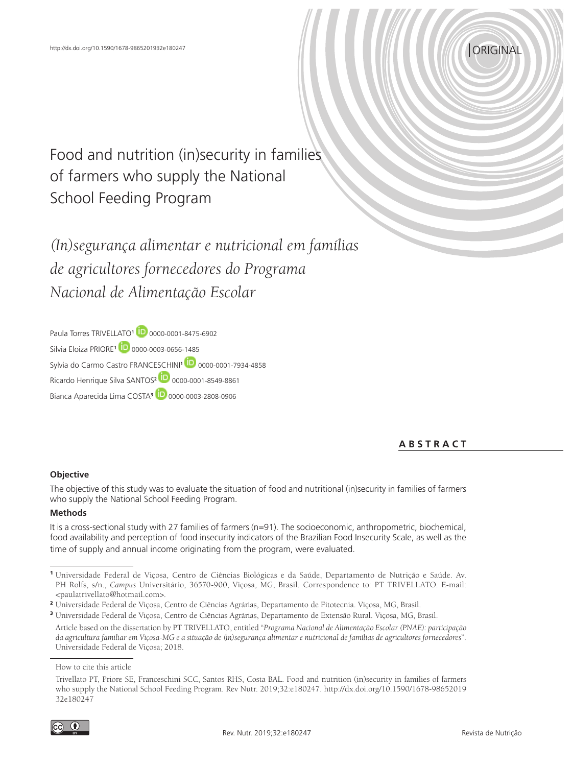http://dx.doi.org/10.1590/1678-9865201932e180247

ORIGINAL

# Food and nutrition (in)security in families of farmers who supply the National School Feeding Program

# *(In)segurança alimentar e nutricional em famílias de agricultores fornecedores do Programa Nacional de Alimentação Escolar*

Paula Torres TRIVELLATO[1] 0000-0001-8475-6902

Silvia Eloiza PRIORE[1] 0000-0003-0656-1485

Sylvia do Carmo Castro FRANCESCHINI[1] 0000-0001-7934-4858

Ricardo Henrique Silva SANTOS[2] 0000-0001-8549-8861

Bianca Aparecida Lima COSTA[3] 0000-0003-2808-0906

## ABSTRACT

### Objective

The objective of this study was to evaluate the situation of food and nutritional (in)security in families of farmers who supply the National School Feeding Program.

### Methods

It is a cross-sectional study with 27 families of farmers (n=91). The socioeconomic, anthropometric, biochemical, food availability and perception of food insecurity indicators of the Brazilian Food Insecurity Scale, as well as the time of supply and annual income originating from the program, were evaluated.

---

[1] Universidade Federal de Viçosa, Centro de Ciências Biológicas e da Saúde, Departamento de Nutrição e Saúde. Av. PH Rolfs, s/n., *Campus* Universitário, 36570-900, Viçosa, MG, Brasil. Correspondence to: PT TRIVELLATO. E-mail: <paulatrivellato@hotmail.com>.

[2] Universidade Federal de Viçosa, Centro de Ciências Agrárias, Departamento de Fitotecnia. Viçosa, MG, Brasil.

[3] Universidade Federal de Viçosa, Centro de Ciências Agrárias, Departamento de Extensão Rural. Viçosa, MG, Brasil.

Article based on the dissertation by PT TRIVELLATO, entitled "*Programa Nacional de Alimentação Escolar (PNAE): participação da agricultura familiar em Viçosa-MG e a situação de (in)segurança alimentar e nutricional de famílias de agricultores fornecedores*". Universidade Federal de Viçosa; 2018.

---

How to cite this article

Trivellato PT, Priore SE, Franceschini SCC, Santos RHS, Costa BAL. Food and nutrition (in)security in families of farmers who supply the National School Feeding Program. Rev Nutr. 2019;32:e180247. http://dx.doi.org/10.1590/1678-98652019 32e180247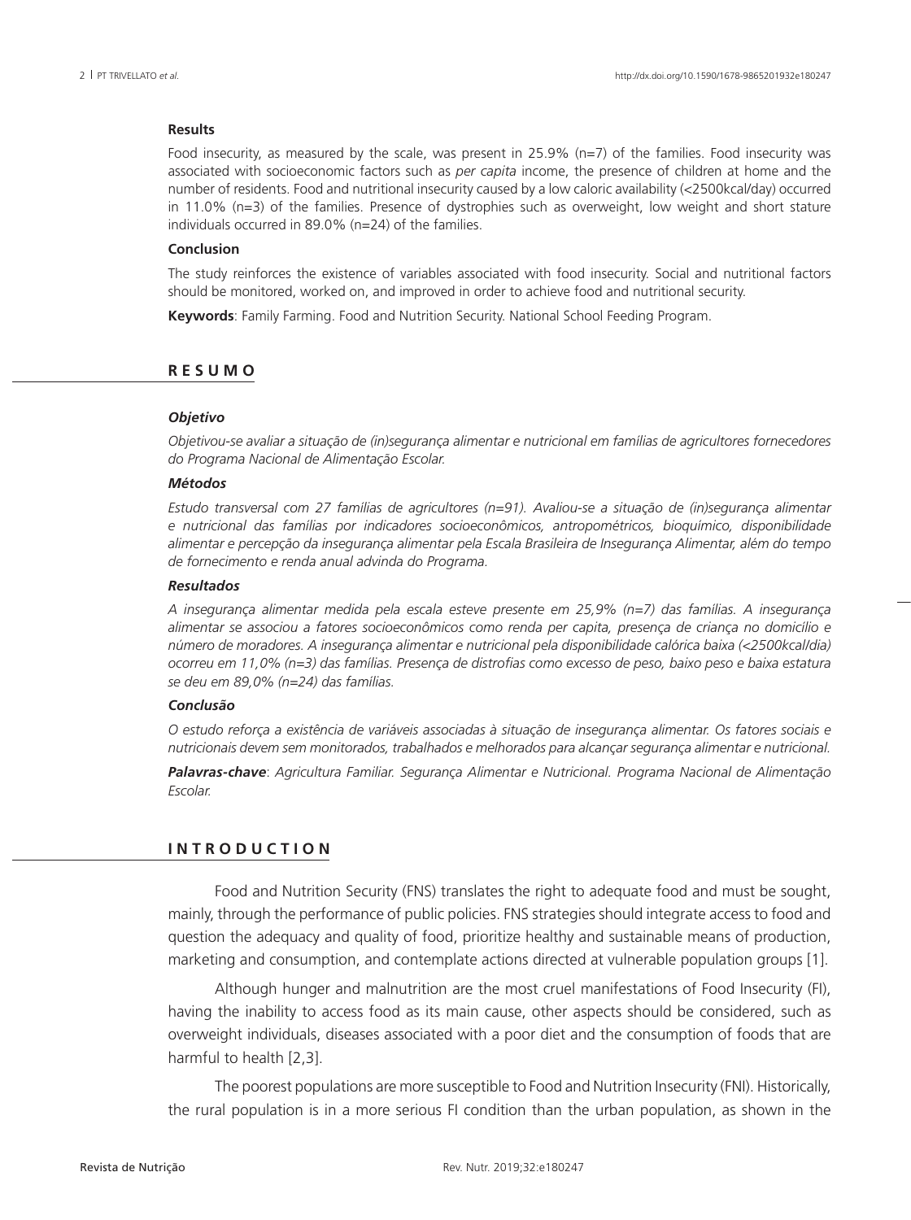### Results

Food insecurity, as measured by the scale, was present in 25.9% (n=7) of the families. Food insecurity was associated with socioeconomic factors such as *per capita* income, the presence of children at home and the number of residents. Food and nutritional insecurity caused by a low caloric availability (<2500kcal/day) occurred in 11.0% (n=3) of the families. Presence of dystrophies such as overweight, low weight and short stature individuals occurred in 89.0% (n=24) of the families.

### Conclusion

The study reinforces the existence of variables associated with food insecurity. Social and nutritional factors should be monitored, worked on, and improved in order to achieve food and nutritional security.

**Keywords**: Family Farming. Food and Nutrition Security. National School Feeding Program.

## RESUMO

### *Objetivo*

*Objetivou-se avaliar a situação de (in)segurança alimentar e nutricional em famílias de agricultores fornecedores do Programa Nacional de Alimentação Escolar.*

### *Métodos*

*Estudo transversal com 27 famílias de agricultores (n=91). Avaliou-se a situação de (in)segurança alimentar e nutricional das famílias por indicadores socioeconômicos, antropométricos, bioquímico, disponibilidade alimentar e percepção da insegurança alimentar pela Escala Brasileira de Insegurança Alimentar, além do tempo de fornecimento e renda anual advinda do Programa.*

### *Resultados*

*A insegurança alimentar medida pela escala esteve presente em 25,9% (n=7) das famílias. A insegurança alimentar se associou a fatores socioeconômicos como renda per capita, presença de criança no domicílio e número de moradores. A insegurança alimentar e nutricional pela disponibilidade calórica baixa (<2500kcal/dia) ocorreu em 11,0% (n=3) das famílias. Presença de distrofias como excesso de peso, baixo peso e baixa estatura se deu em 89,0% (n=24) das famílias.*

### *Conclusão*

*O estudo reforça a existência de variáveis associadas à situação de insegurança alimentar. Os fatores sociais e nutricionais devem sem monitorados, trabalhados e melhorados para alcançar segurança alimentar e nutricional.*

***Palavras-chave***: *Agricultura Familiar. Segurança Alimentar e Nutricional. Programa Nacional de Alimentação Escolar.*

## INTRODUCTION

Food and Nutrition Security (FNS) translates the right to adequate food and must be sought, mainly, through the performance of public policies. FNS strategies should integrate access to food and question the adequacy and quality of food, prioritize healthy and sustainable means of production, marketing and consumption, and contemplate actions directed at vulnerable population groups [1].

Although hunger and malnutrition are the most cruel manifestations of Food Insecurity (FI), having the inability to access food as its main cause, other aspects should be considered, such as overweight individuals, diseases associated with a poor diet and the consumption of foods that are harmful to health [2,3].

The poorest populations are more susceptible to Food and Nutrition Insecurity (FNI). Historically, the rural population is in a more serious FI condition than the urban population, as shown in the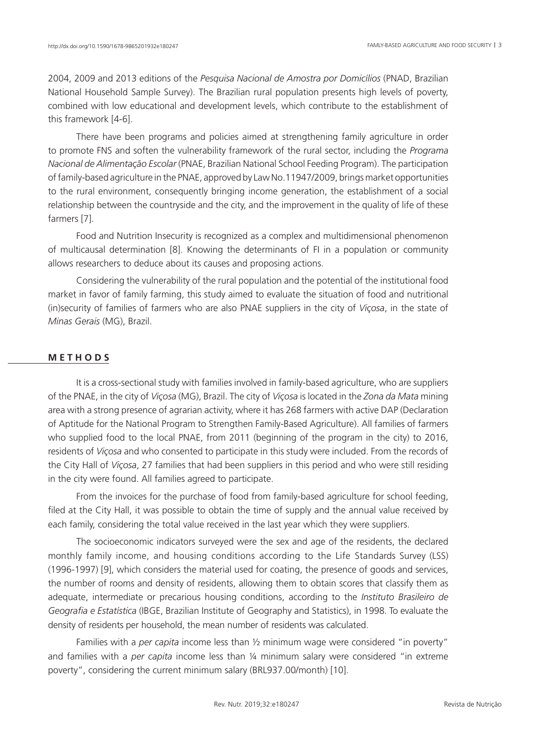2004, 2009 and 2013 editions of the *Pesquisa Nacional de Amostra por Domicílios* (PNAD, Brazilian National Household Sample Survey). The Brazilian rural population presents high levels of poverty, combined with low educational and development levels, which contribute to the establishment of this framework [4-6].

There have been programs and policies aimed at strengthening family agriculture in order to promote FNS and soften the vulnerability framework of the rural sector, including the *Programa Nacional de Alimentação Escolar* (PNAE, Brazilian National School Feeding Program). The participation of family-based agriculture in the PNAE, approved by Law No.11947/2009, brings market opportunities to the rural environment, consequently bringing income generation, the establishment of a social relationship between the countryside and the city, and the improvement in the quality of life of these farmers [7].

Food and Nutrition Insecurity is recognized as a complex and multidimensional phenomenon of multicausal determination [8]. Knowing the determinants of FI in a population or community allows researchers to deduce about its causes and proposing actions.

Considering the vulnerability of the rural population and the potential of the institutional food market in favor of family farming, this study aimed to evaluate the situation of food and nutritional (in)security of families of farmers who are also PNAE suppliers in the city of *Viçosa*, in the state of *Minas Gerais* (MG), Brazil.

## METHODS

It is a cross-sectional study with families involved in family-based agriculture, who are suppliers of the PNAE, in the city of *Viçosa* (MG), Brazil. The city of *Viçosa* is located in the *Zona da Mata* mining area with a strong presence of agrarian activity, where it has 268 farmers with active DAP (Declaration of Aptitude for the National Program to Strengthen Family-Based Agriculture). All families of farmers who supplied food to the local PNAE, from 2011 (beginning of the program in the city) to 2016, residents of *Viçosa* and who consented to participate in this study were included. From the records of the City Hall of *Viçosa*, 27 families that had been suppliers in this period and who were still residing in the city were found. All families agreed to participate.

From the invoices for the purchase of food from family-based agriculture for school feeding, filed at the City Hall, it was possible to obtain the time of supply and the annual value received by each family, considering the total value received in the last year which they were suppliers.

The socioeconomic indicators surveyed were the sex and age of the residents, the declared monthly family income, and housing conditions according to the Life Standards Survey (LSS) (1996-1997) [9], which considers the material used for coating, the presence of goods and services, the number of rooms and density of residents, allowing them to obtain scores that classify them as adequate, intermediate or precarious housing conditions, according to the *Instituto Brasileiro de Geografia e Estatística* (IBGE, Brazilian Institute of Geography and Statistics), in 1998. To evaluate the density of residents per household, the mean number of residents was calculated.

Families with a *per capita* income less than ½ minimum wage were considered "in poverty" and families with a *per capita* income less than ¼ minimum salary were considered "in extreme poverty", considering the current minimum salary (BRL937.00/month) [10].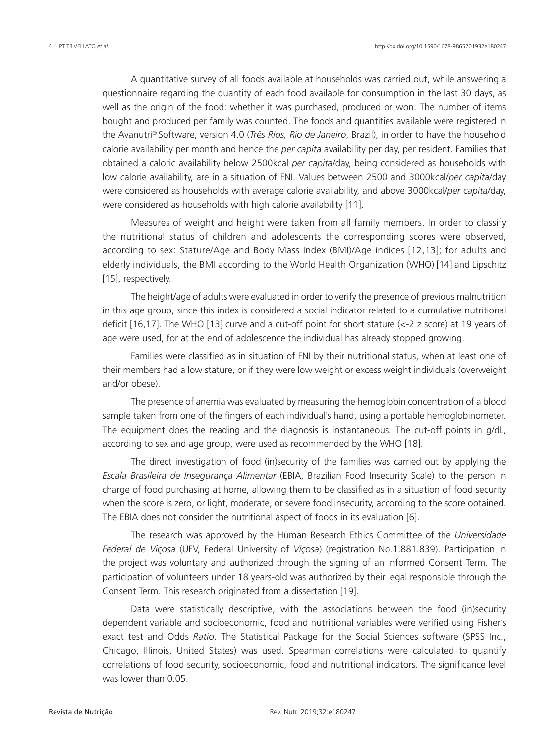A quantitative survey of all foods available at households was carried out, while answering a questionnaire regarding the quantity of each food available for consumption in the last 30 days, as well as the origin of the food: whether it was purchased, produced or won. The number of items bought and produced per family was counted. The foods and quantities available were registered in the Avanutri® Software, version 4.0 (*Três Rios, Rio de Janeiro*, Brazil), in order to have the household calorie availability per month and hence the *per capita* availability per day, per resident. Families that obtained a caloric availability below 2500kcal *per capita*/day, being considered as households with low calorie availability, are in a situation of FNI. Values between 2500 and 3000kcal/*per capita*/day were considered as households with average calorie availability, and above 3000kcal/*per capita*/day, were considered as households with high calorie availability [11].

Measures of weight and height were taken from all family members. In order to classify the nutritional status of children and adolescents the corresponding scores were observed, according to sex: Stature/Age and Body Mass Index (BMI)/Age indices [12,13]; for adults and elderly individuals, the BMI according to the World Health Organization (WHO) [14] and Lipschitz [15], respectively.

The height/age of adults were evaluated in order to verify the presence of previous malnutrition in this age group, since this index is considered a social indicator related to a cumulative nutritional deficit [16,17]. The WHO [13] curve and a cut-off point for short stature (<-2 z score) at 19 years of age were used, for at the end of adolescence the individual has already stopped growing.

Families were classified as in situation of FNI by their nutritional status, when at least one of their members had a low stature, or if they were low weight or excess weight individuals (overweight and/or obese).

The presence of anemia was evaluated by measuring the hemoglobin concentration of a blood sample taken from one of the fingers of each individual's hand, using a portable hemoglobinometer. The equipment does the reading and the diagnosis is instantaneous. The cut-off points in g/dL, according to sex and age group, were used as recommended by the WHO [18].

The direct investigation of food (in)security of the families was carried out by applying the *Escala Brasileira de Insegurança Alimentar* (EBIA, Brazilian Food Insecurity Scale) to the person in charge of food purchasing at home, allowing them to be classified as in a situation of food security when the score is zero, or light, moderate, or severe food insecurity, according to the score obtained. The EBIA does not consider the nutritional aspect of foods in its evaluation [6].

The research was approved by the Human Research Ethics Committee of the *Universidade Federal de Viçosa* (UFV, Federal University of *Viçosa*) (registration No.1.881.839). Participation in the project was voluntary and authorized through the signing of an Informed Consent Term. The participation of volunteers under 18 years-old was authorized by their legal responsible through the Consent Term. This research originated from a dissertation [19].

Data were statistically descriptive, with the associations between the food (in)security dependent variable and socioeconomic, food and nutritional variables were verified using Fisher's exact test and Odds *Ratio*. The Statistical Package for the Social Sciences software (SPSS Inc., Chicago, Illinois, United States) was used. Spearman correlations were calculated to quantify correlations of food security, socioeconomic, food and nutritional indicators. The significance level was lower than 0.05.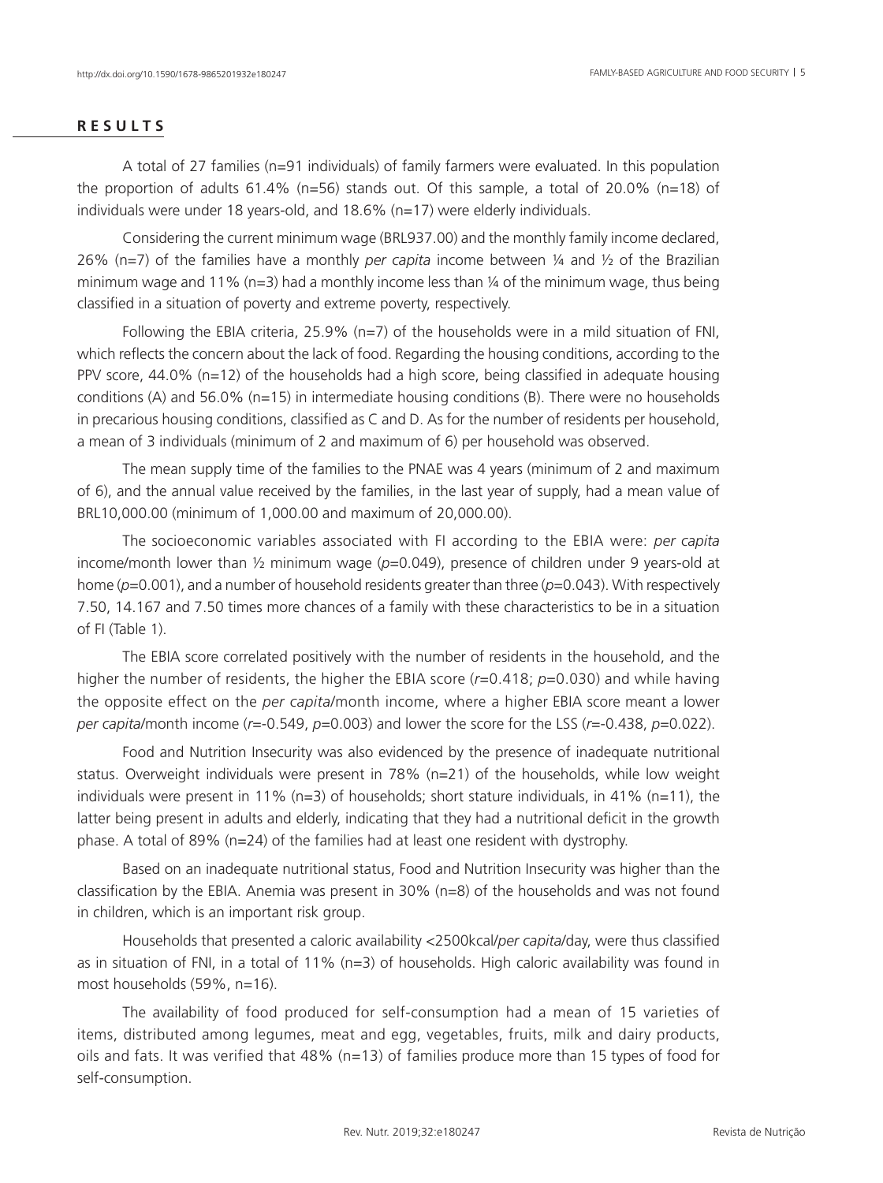## RESULTS

A total of 27 families (n=91 individuals) of family farmers were evaluated. In this population the proportion of adults 61.4% (n=56) stands out. Of this sample, a total of 20.0% (n=18) of individuals were under 18 years-old, and 18.6% (n=17) were elderly individuals.

Considering the current minimum wage (BRL937.00) and the monthly family income declared, 26% (n=7) of the families have a monthly *per capita* income between ¼ and ½ of the Brazilian minimum wage and 11% (n=3) had a monthly income less than ¼ of the minimum wage, thus being classified in a situation of poverty and extreme poverty, respectively.

Following the EBIA criteria, 25.9% (n=7) of the households were in a mild situation of FNI, which reflects the concern about the lack of food. Regarding the housing conditions, according to the PPV score, 44.0% (n=12) of the households had a high score, being classified in adequate housing conditions (A) and 56.0% (n=15) in intermediate housing conditions (B). There were no households in precarious housing conditions, classified as C and D. As for the number of residents per household, a mean of 3 individuals (minimum of 2 and maximum of 6) per household was observed.

The mean supply time of the families to the PNAE was 4 years (minimum of 2 and maximum of 6), and the annual value received by the families, in the last year of supply, had a mean value of BRL10,000.00 (minimum of 1,000.00 and maximum of 20,000.00).

The socioeconomic variables associated with FI according to the EBIA were: *per capita* income/month lower than ½ minimum wage ($p$=0.049), presence of children under 9 years-old at home ($p$=0.001), and a number of household residents greater than three ($p$=0.043). With respectively 7.50, 14.167 and 7.50 times more chances of a family with these characteristics to be in a situation of FI (Table 1).

The EBIA score correlated positively with the number of residents in the household, and the higher the number of residents, the higher the EBIA score ($r$=0.418; $p$=0.030) and while having the opposite effect on the *per capita*/month income, where a higher EBIA score meant a lower *per capita*/month income ($r$=-0.549, $p$=0.003) and lower the score for the LSS ($r$=-0.438, $p$=0.022).

Food and Nutrition Insecurity was also evidenced by the presence of inadequate nutritional status. Overweight individuals were present in 78% (n=21) of the households, while low weight individuals were present in 11% (n=3) of households; short stature individuals, in 41% (n=11), the latter being present in adults and elderly, indicating that they had a nutritional deficit in the growth phase. A total of 89% (n=24) of the families had at least one resident with dystrophy.

Based on an inadequate nutritional status, Food and Nutrition Insecurity was higher than the classification by the EBIA. Anemia was present in 30% (n=8) of the households and was not found in children, which is an important risk group.

Households that presented a caloric availability <2500kcal/*per capita*/day, were thus classified as in situation of FNI, in a total of 11% (n=3) of households. High caloric availability was found in most households (59%, n=16).

The availability of food produced for self-consumption had a mean of 15 varieties of items, distributed among legumes, meat and egg, vegetables, fruits, milk and dairy products, oils and fats. It was verified that 48% (n=13) of families produce more than 15 types of food for self-consumption.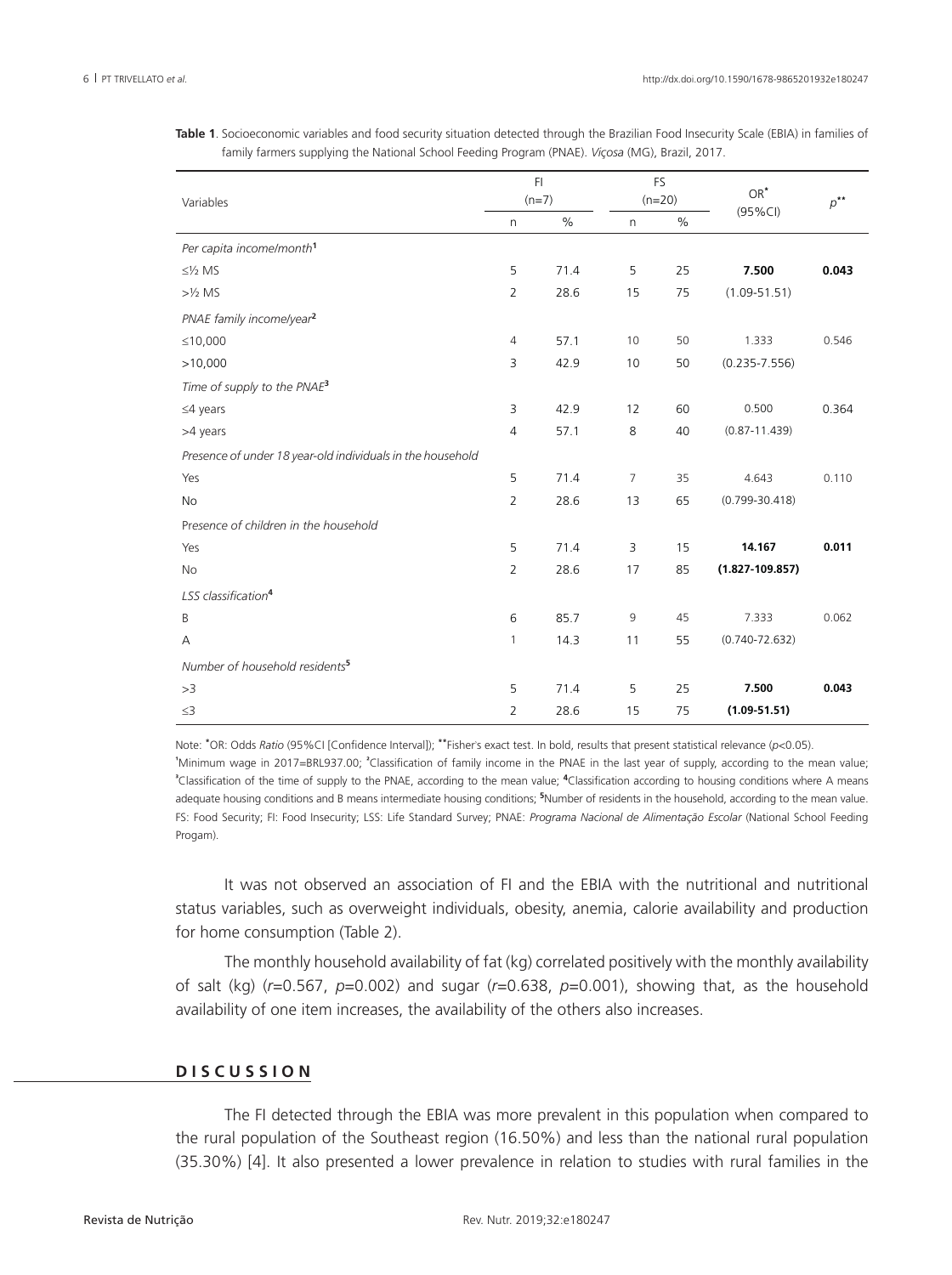**Table 1**. Socioeconomic variables and food security situation detected through the Brazilian Food Insecurity Scale (EBIA) in families of family farmers supplying the National School Feeding Program (PNAE). *Viçosa* (MG), Brazil, 2017.

| Variables | FI (n=7) | | FS (n=20) | | OR* (95%CI) | p** |
|---|---|---|---|---|---|---|
| | n | % | n | % | | |
| *Per capita income/month*[1] | | | | | | |
| ≤½ MS | 5 | 71.4 | 5 | 25 | **7.500** | **0.043** |
| >½ MS | 2 | 28.6 | 15 | 75 | (1.09-51.51) | |
| *PNAE family income/year*[2] | | | | | | |
| ≤10,000 | 4 | 57.1 | 10 | 50 | 1.333 | 0.546 |
| >10,000 | 3 | 42.9 | 10 | 50 | (0.235-7.556) | |
| *Time of supply to the PNAE*[3] | | | | | | |
| ≤4 years | 3 | 42.9 | 12 | 60 | 0.500 | 0.364 |
| >4 years | 4 | 57.1 | 8 | 40 | (0.87-11.439) | |
| *Presence of under 18 year-old individuals in the household* | | | | | | |
| Yes | 5 | 71.4 | 7 | 35 | 4.643 | 0.110 |
| No | 2 | 28.6 | 13 | 65 | (0.799-30.418) | |
| *Presence of children in the household* | | | | | | |
| Yes | 5 | 71.4 | 3 | 15 | **14.167** | **0.011** |
| No | 2 | 28.6 | 17 | 85 | **(1.827-109.857)** | |
| *LSS classification*[4] | | | | | | |
| B | 6 | 85.7 | 9 | 45 | 7.333 | 0.062 |
| A | 1 | 14.3 | 11 | 55 | (0.740-72.632) | |
| *Number of household residents*[5] | | | | | | |
| >3 | 5 | 71.4 | 5 | 25 | **7.500** | **0.043** |
| ≤3 | 2 | 28.6 | 15 | 75 | **(1.09-51.51)** | |

Note: *OR: Odds *Ratio* (95%CI [Confidence Interval]); **Fisher's exact test. In bold, results that present statistical relevance ($p<0.05$).
[1]Minimum wage in 2017=BRL937.00; [2]Classification of family income in the PNAE in the last year of supply, according to the mean value; [3]Classification of the time of supply to the PNAE, according to the mean value; [4]Classification according to housing conditions where A means adequate housing conditions and B means intermediate housing conditions; [5]Number of residents in the household, according to the mean value. FS: Food Security; FI: Food Insecurity; LSS: Life Standard Survey; PNAE: *Programa Nacional de Alimentação Escolar* (National School Feeding Progam).

It was not observed an association of FI and the EBIA with the nutritional and nutritional status variables, such as overweight individuals, obesity, anemia, calorie availability and production for home consumption (Table 2).

The monthly household availability of fat (kg) correlated positively with the monthly availability of salt (kg) ($r$=0.567, $p$=0.002) and sugar ($r$=0.638, $p$=0.001), showing that, as the household availability of one item increases, the availability of the others also increases.

## DISCUSSION

The FI detected through the EBIA was more prevalent in this population when compared to the rural population of the Southeast region (16.50%) and less than the national rural population (35.30%) [4]. It also presented a lower prevalence in relation to studies with rural families in the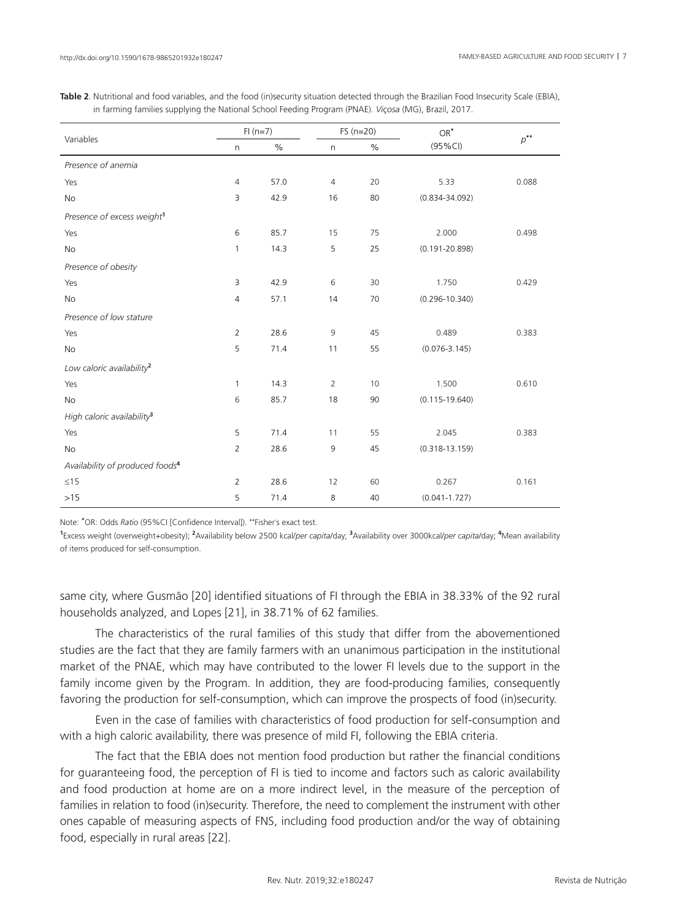**Table 2**. Nutritional and food variables, and the food (in)security situation detected through the Brazilian Food Insecurity Scale (EBIA), in farming families supplying the National School Feeding Program (PNAE). *Viçosa* (MG), Brazil, 2017.

| Variables | FI (n=7) | | FS (n=20) | | OR* (95%CI) | $p$** |
|---|---|---|---|---|---|---|
| | n | % | n | % | | |
| *Presence of anemia* | | | | | | |
| Yes | 4 | 57.0 | 4 | 20 | 5.33 | 0.088 |
| No | 3 | 42.9 | 16 | 80 | (0.834-34.092) | |
| *Presence of excess weight*[1] | | | | | | |
| Yes | 6 | 85.7 | 15 | 75 | 2.000 | 0.498 |
| No | 1 | 14.3 | 5 | 25 | (0.191-20.898) | |
| *Presence of obesity* | | | | | | |
| Yes | 3 | 42.9 | 6 | 30 | 1.750 | 0.429 |
| No | 4 | 57.1 | 14 | 70 | (0.296-10.340) | |
| *Presence of low stature* | | | | | | |
| Yes | 2 | 28.6 | 9 | 45 | 0.489 | 0.383 |
| No | 5 | 71.4 | 11 | 55 | (0.076-3.145) | |
| *Low caloric availability*[2] | | | | | | |
| Yes | 1 | 14.3 | 2 | 10 | 1.500 | 0.610 |
| No | 6 | 85.7 | 18 | 90 | (0.115-19.640) | |
| *High caloric availability*[3] | | | | | | |
| Yes | 5 | 71.4 | 11 | 55 | 2.045 | 0.383 |
| No | 2 | 28.6 | 9 | 45 | (0.318-13.159) | |
| *Availability of produced foods*[4] | | | | | | |
| ≤15 | 2 | 28.6 | 12 | 60 | 0.267 | 0.161 |
| >15 | 5 | 71.4 | 8 | 40 | (0.041-1.727) | |

Note: *OR: Odds *Ratio* (95%CI [Confidence Interval]). **Fisher's exact test.

[1]Excess weight (overweight+obesity); [2]Availability below 2500 kcal/*per capita*/day; [3]Availability over 3000kcal/*per capita*/day; [4]Mean availability of items produced for self-consumption.

same city, where Gusmão [20] identified situations of FI through the EBIA in 38.33% of the 92 rural households analyzed, and Lopes [21], in 38.71% of 62 families.

The characteristics of the rural families of this study that differ from the abovementioned studies are the fact that they are family farmers with an unanimous participation in the institutional market of the PNAE, which may have contributed to the lower FI levels due to the support in the family income given by the Program. In addition, they are food-producing families, consequently favoring the production for self-consumption, which can improve the prospects of food (in)security.

Even in the case of families with characteristics of food production for self-consumption and with a high caloric availability, there was presence of mild FI, following the EBIA criteria.

The fact that the EBIA does not mention food production but rather the financial conditions for guaranteeing food, the perception of FI is tied to income and factors such as caloric availability and food production at home are on a more indirect level, in the measure of the perception of families in relation to food (in)security. Therefore, the need to complement the instrument with other ones capable of measuring aspects of FNS, including food production and/or the way of obtaining food, especially in rural areas [22].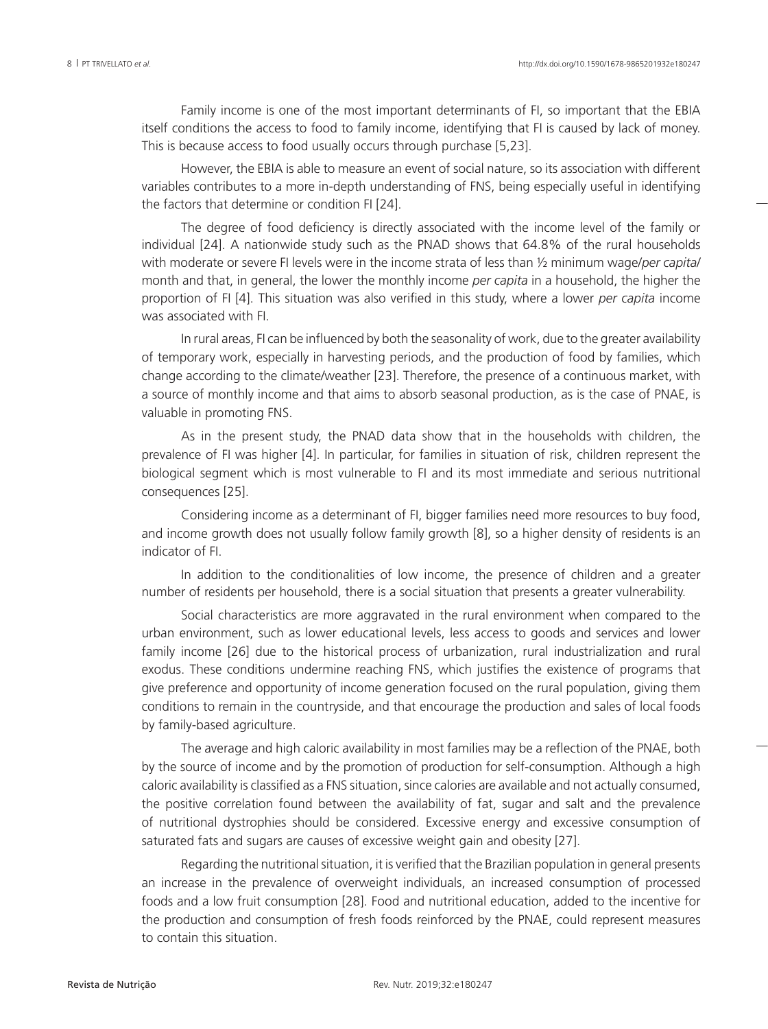Family income is one of the most important determinants of FI, so important that the EBIA itself conditions the access to food to family income, identifying that FI is caused by lack of money. This is because access to food usually occurs through purchase [5,23].

However, the EBIA is able to measure an event of social nature, so its association with different variables contributes to a more in-depth understanding of FNS, being especially useful in identifying the factors that determine or condition FI [24].

The degree of food deficiency is directly associated with the income level of the family or individual [24]. A nationwide study such as the PNAD shows that 64.8% of the rural households with moderate or severe FI levels were in the income strata of less than ½ minimum wage/*per capita*/month and that, in general, the lower the monthly income *per capita* in a household, the higher the proportion of FI [4]. This situation was also verified in this study, where a lower *per capita* income was associated with FI.

In rural areas, FI can be influenced by both the seasonality of work, due to the greater availability of temporary work, especially in harvesting periods, and the production of food by families, which change according to the climate/weather [23]. Therefore, the presence of a continuous market, with a source of monthly income and that aims to absorb seasonal production, as is the case of PNAE, is valuable in promoting FNS.

As in the present study, the PNAD data show that in the households with children, the prevalence of FI was higher [4]. In particular, for families in situation of risk, children represent the biological segment which is most vulnerable to FI and its most immediate and serious nutritional consequences [25].

Considering income as a determinant of FI, bigger families need more resources to buy food, and income growth does not usually follow family growth [8], so a higher density of residents is an indicator of FI.

In addition to the conditionalities of low income, the presence of children and a greater number of residents per household, there is a social situation that presents a greater vulnerability.

Social characteristics are more aggravated in the rural environment when compared to the urban environment, such as lower educational levels, less access to goods and services and lower family income [26] due to the historical process of urbanization, rural industrialization and rural exodus. These conditions undermine reaching FNS, which justifies the existence of programs that give preference and opportunity of income generation focused on the rural population, giving them conditions to remain in the countryside, and that encourage the production and sales of local foods by family-based agriculture.

The average and high caloric availability in most families may be a reflection of the PNAE, both by the source of income and by the promotion of production for self-consumption. Although a high caloric availability is classified as a FNS situation, since calories are available and not actually consumed, the positive correlation found between the availability of fat, sugar and salt and the prevalence of nutritional dystrophies should be considered. Excessive energy and excessive consumption of saturated fats and sugars are causes of excessive weight gain and obesity [27].

Regarding the nutritional situation, it is verified that the Brazilian population in general presents an increase in the prevalence of overweight individuals, an increased consumption of processed foods and a low fruit consumption [28]. Food and nutritional education, added to the incentive for the production and consumption of fresh foods reinforced by the PNAE, could represent measures to contain this situation.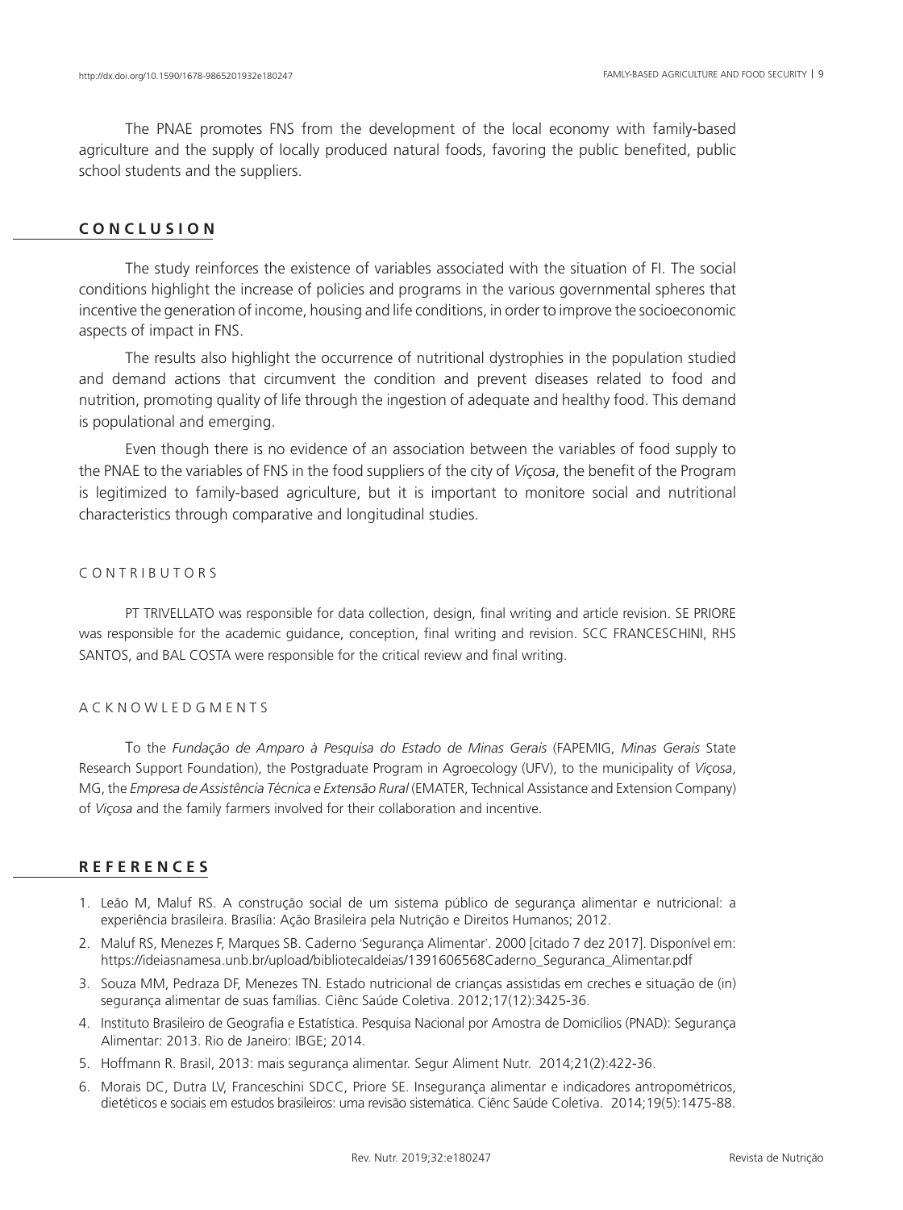The PNAE promotes FNS from the development of the local economy with family-based agriculture and the supply of locally produced natural foods, favoring the public benefited, public school students and the suppliers.

## CONCLUSION

The study reinforces the existence of variables associated with the situation of FI. The social conditions highlight the increase of policies and programs in the various governmental spheres that incentive the generation of income, housing and life conditions, in order to improve the socioeconomic aspects of impact in FNS.

The results also highlight the occurrence of nutritional dystrophies in the population studied and demand actions that circumvent the condition and prevent diseases related to food and nutrition, promoting quality of life through the ingestion of adequate and healthy food. This demand is populational and emerging.

Even though there is no evidence of an association between the variables of food supply to the PNAE to the variables of FNS in the food suppliers of the city of *Viçosa*, the benefit of the Program is legitimized to family-based agriculture, but it is important to monitore social and nutritional characteristics through comparative and longitudinal studies.

### CONTRIBUTORS

PT TRIVELLATO was responsible for data collection, design, final writing and article revision. SE PRIORE was responsible for the academic guidance, conception, final writing and revision. SCC FRANCESCHINI, RHS SANTOS, and BAL COSTA were responsible for the critical review and final writing.

### ACKNOWLEDGMENTS

To the *Fundação de Amparo à Pesquisa do Estado de Minas Gerais* (FAPEMIG, *Minas Gerais* State Research Support Foundation), the Postgraduate Program in Agroecology (UFV), to the municipality of *Viçosa*, MG, the *Empresa de Assistência Técnica e Extensão Rural* (EMATER, Technical Assistance and Extension Company) of *Viçosa* and the family farmers involved for their collaboration and incentive.

## REFERENCES

1. Leão M, Maluf RS. A construção social de um sistema público de segurança alimentar e nutricional: a experiência brasileira. Brasília: Ação Brasileira pela Nutrição e Direitos Humanos; 2012.
2. Maluf RS, Menezes F, Marques SB. Caderno 'Segurança Alimentar'. 2000 [citado 7 dez 2017]. Disponível em: https://ideiasnamesa.unb.br/upload/bibliotecaIdeias/1391606568Caderno_Seguranca_Alimentar.pdf
3. Souza MM, Pedraza DF, Menezes TN. Estado nutricional de crianças assistidas em creches e situação de (in) segurança alimentar de suas famílias. Ciênc Saúde Coletiva. 2012;17(12):3425-36.
4. Instituto Brasileiro de Geografia e Estatística. Pesquisa Nacional por Amostra de Domicílios (PNAD): Segurança Alimentar: 2013. Rio de Janeiro: IBGE; 2014.
5. Hoffmann R. Brasil, 2013: mais segurança alimentar. Segur Aliment Nutr. 2014;21(2):422-36.
6. Morais DC, Dutra LV, Franceschini SDCC, Priore SE. Insegurança alimentar e indicadores antropométricos, dietéticos e sociais em estudos brasileiros: uma revisão sistemática. Ciênc Saúde Coletiva. 2014;19(5):1475-88.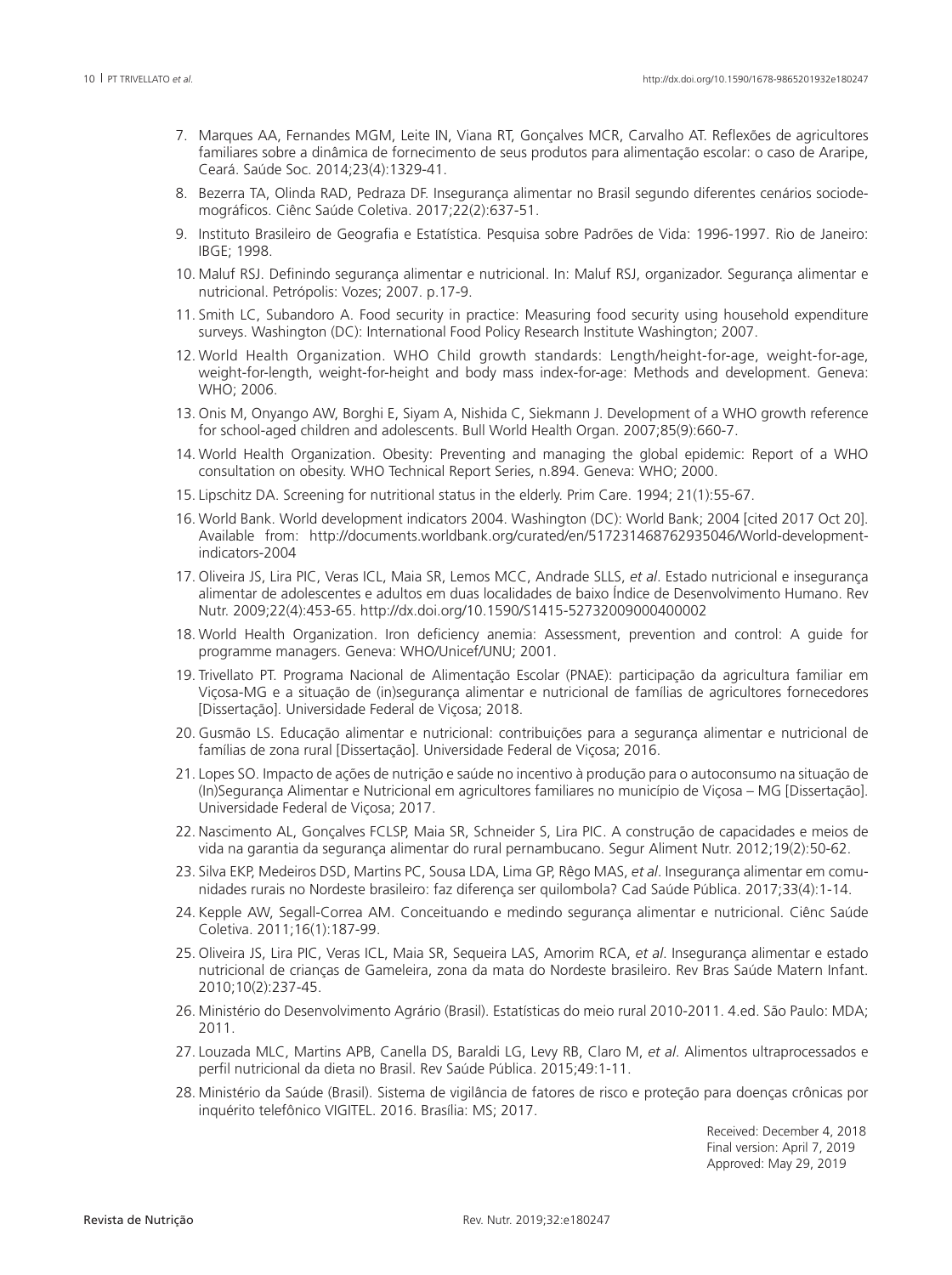7. Marques AA, Fernandes MGM, Leite IN, Viana RT, Gonçalves MCR, Carvalho AT. Reflexões de agricultores familiares sobre a dinâmica de fornecimento de seus produtos para alimentação escolar: o caso de Araripe, Ceará. Saúde Soc. 2014;23(4):1329-41.

8. Bezerra TA, Olinda RAD, Pedraza DF. Insegurança alimentar no Brasil segundo diferentes cenários sociodemográficos. Ciênc Saúde Coletiva. 2017;22(2):637-51.

9. Instituto Brasileiro de Geografia e Estatística. Pesquisa sobre Padrões de Vida: 1996-1997. Rio de Janeiro: IBGE; 1998.

10. Maluf RSJ. Definindo segurança alimentar e nutricional. In: Maluf RSJ, organizador. Segurança alimentar e nutricional. Petrópolis: Vozes; 2007. p.17-9.

11. Smith LC, Subandoro A. Food security in practice: Measuring food security using household expenditure surveys. Washington (DC): International Food Policy Research Institute Washington; 2007.

12. World Health Organization. WHO Child growth standards: Length/height-for-age, weight-for-age, weight-for-length, weight-for-height and body mass index-for-age: Methods and development. Geneva: WHO; 2006.

13. Onis M, Onyango AW, Borghi E, Siyam A, Nishida C, Siekmann J. Development of a WHO growth reference for school-aged children and adolescents. Bull World Health Organ. 2007;85(9):660-7.

14. World Health Organization. Obesity: Preventing and managing the global epidemic: Report of a WHO consultation on obesity. WHO Technical Report Series, n.894. Geneva: WHO; 2000.

15. Lipschitz DA. Screening for nutritional status in the elderly. Prim Care. 1994; 21(1):55-67.

16. World Bank. World development indicators 2004. Washington (DC): World Bank; 2004 [cited 2017 Oct 20]. Available from: http://documents.worldbank.org/curated/en/517231468762935046/World-development-indicators-2004

17. Oliveira JS, Lira PIC, Veras ICL, Maia SR, Lemos MCC, Andrade SLLS, *et al*. Estado nutricional e insegurança alimentar de adolescentes e adultos em duas localidades de baixo Índice de Desenvolvimento Humano. Rev Nutr. 2009;22(4):453-65. http://dx.doi.org/10.1590/S1415-52732009000400002

18. World Health Organization. Iron deficiency anemia: Assessment, prevention and control: A guide for programme managers. Geneva: WHO/Unicef/UNU; 2001.

19. Trivellato PT. Programa Nacional de Alimentação Escolar (PNAE): participação da agricultura familiar em Viçosa-MG e a situação de (in)segurança alimentar e nutricional de famílias de agricultores fornecedores [Dissertação]. Universidade Federal de Viçosa; 2018.

20. Gusmão LS. Educação alimentar e nutricional: contribuições para a segurança alimentar e nutricional de famílias de zona rural [Dissertação]. Universidade Federal de Viçosa; 2016.

21. Lopes SO. Impacto de ações de nutrição e saúde no incentivo à produção para o autoconsumo na situação de (In)Segurança Alimentar e Nutricional em agricultores familiares no município de Viçosa – MG [Dissertação]. Universidade Federal de Viçosa; 2017.

22. Nascimento AL, Gonçalves FCLSP, Maia SR, Schneider S, Lira PIC. A construção de capacidades e meios de vida na garantia da segurança alimentar do rural pernambucano. Segur Aliment Nutr. 2012;19(2):50-62.

23. Silva EKP, Medeiros DSD, Martins PC, Sousa LDA, Lima GP, Rêgo MAS, *et al*. Insegurança alimentar em comunidades rurais no Nordeste brasileiro: faz diferença ser quilombola? Cad Saúde Pública. 2017;33(4):1-14.

24. Kepple AW, Segall-Correa AM. Conceituando e medindo segurança alimentar e nutricional. Ciênc Saúde Coletiva. 2011;16(1):187-99.

25. Oliveira JS, Lira PIC, Veras ICL, Maia SR, Sequeira LAS, Amorim RCA, *et al*. Insegurança alimentar e estado nutricional de crianças de Gameleira, zona da mata do Nordeste brasileiro. Rev Bras Saúde Matern Infant. 2010;10(2):237-45.

26. Ministério do Desenvolvimento Agrário (Brasil). Estatísticas do meio rural 2010-2011. 4.ed. São Paulo: MDA; 2011.

27. Louzada MLC, Martins APB, Canella DS, Baraldi LG, Levy RB, Claro M, *et al*. Alimentos ultraprocessados e perfil nutricional da dieta no Brasil. Rev Saúde Pública. 2015;49:1-11.

28. Ministério da Saúde (Brasil). Sistema de vigilância de fatores de risco e proteção para doenças crônicas por inquérito telefônico VIGITEL. 2016. Brasília: MS; 2017.

Received: December 4, 2018
Final version: April 7, 2019
Approved: May 29, 2019